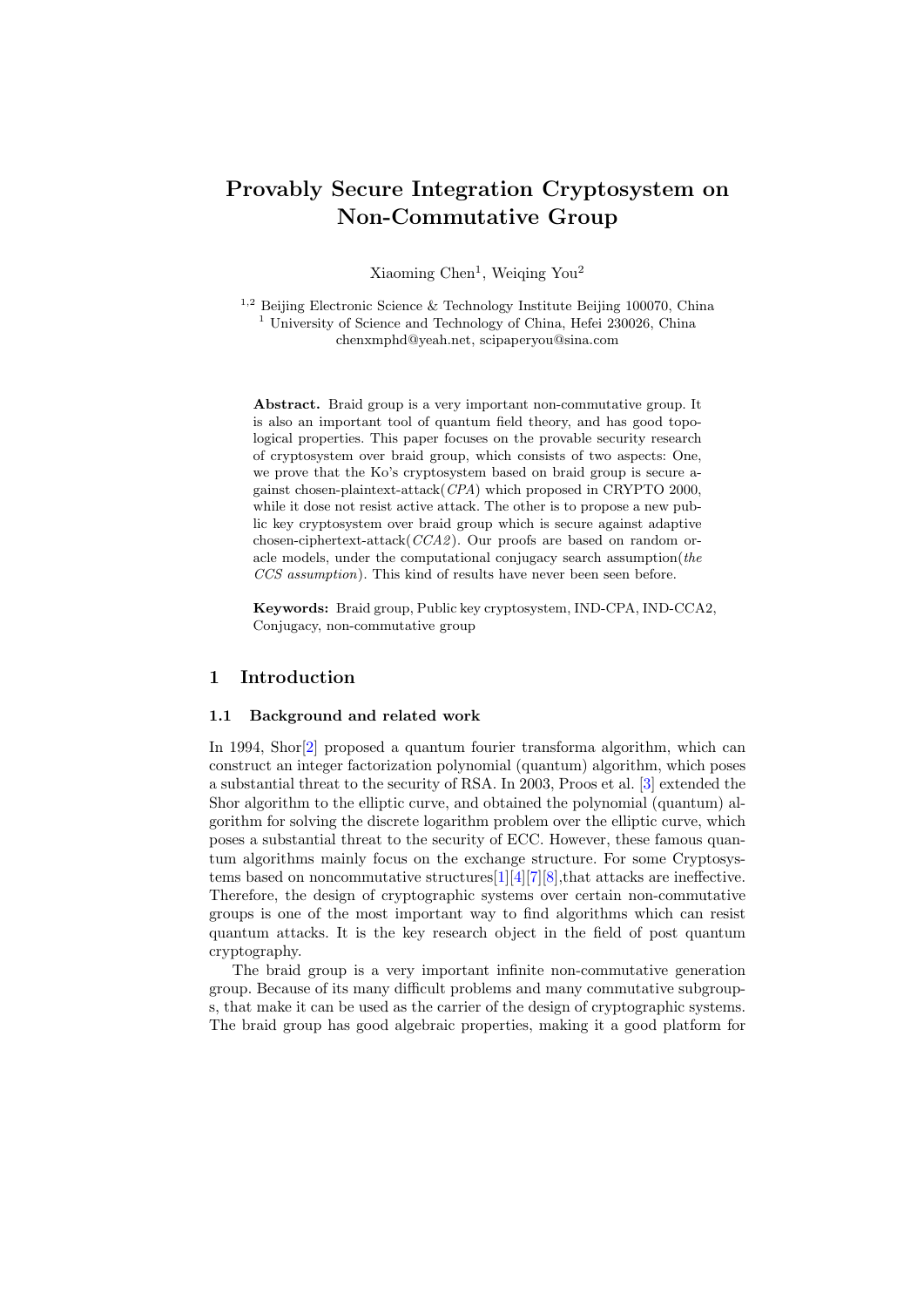# Provably Secure Integration Cryptosystem on Non-Commutative Group

Xiaoming Chen[1], Weiqing You[2]

[1,2] Beijing Electronic Science & Technology Institute Beijing 100070, China
[1] University of Science and Technology of China, Hefei 230026, China
chenxmphd@yeah.net, scipaperyou@sina.com

**Abstract.** Braid group is a very important non-commutative group. It is also an important tool of quantum field theory, and has good topological properties. This paper focuses on the provable security research of cryptosystem over braid group, which consists of two aspects: One, we prove that the Ko's cryptosystem based on braid group is secure against chosen-plaintext-attack(*CPA*) which proposed in CRYPTO 2000, while it dose not resist active attack. The other is to propose a new public key cryptosystem over braid group which is secure against adaptive chosen-ciphertext-attack(*CCA2*). Our proofs are based on random oracle models, under the computational conjugacy search assumption(*the CCS assumption*). This kind of results have never been seen before.

**Keywords:** Braid group, Public key cryptosystem, IND-CPA, IND-CCA2, Conjugacy, non-commutative group

## 1 Introduction

### 1.1 Background and related work

In 1994, Shor[2] proposed a quantum fourier transforma algorithm, which can construct an integer factorization polynomial (quantum) algorithm, which poses a substantial threat to the security of RSA. In 2003, Proos et al. [3] extended the Shor algorithm to the elliptic curve, and obtained the polynomial (quantum) algorithm for solving the discrete logarithm problem over the elliptic curve, which poses a substantial threat to the security of ECC. However, these famous quantum algorithms mainly focus on the exchange structure. For some Cryptosystems based on noncommutative structures[1][4][7][8],that attacks are ineffective. Therefore, the design of cryptographic systems over certain non-commutative groups is one of the most important way to find algorithms which can resist quantum attacks. It is the key research object in the field of post quantum cryptography.

The braid group is a very important infinite non-commutative generation group. Because of its many difficult problems and many commutative subgroups, that make it can be used as the carrier of the design of cryptographic systems. The braid group has good algebraic properties, making it a good platform for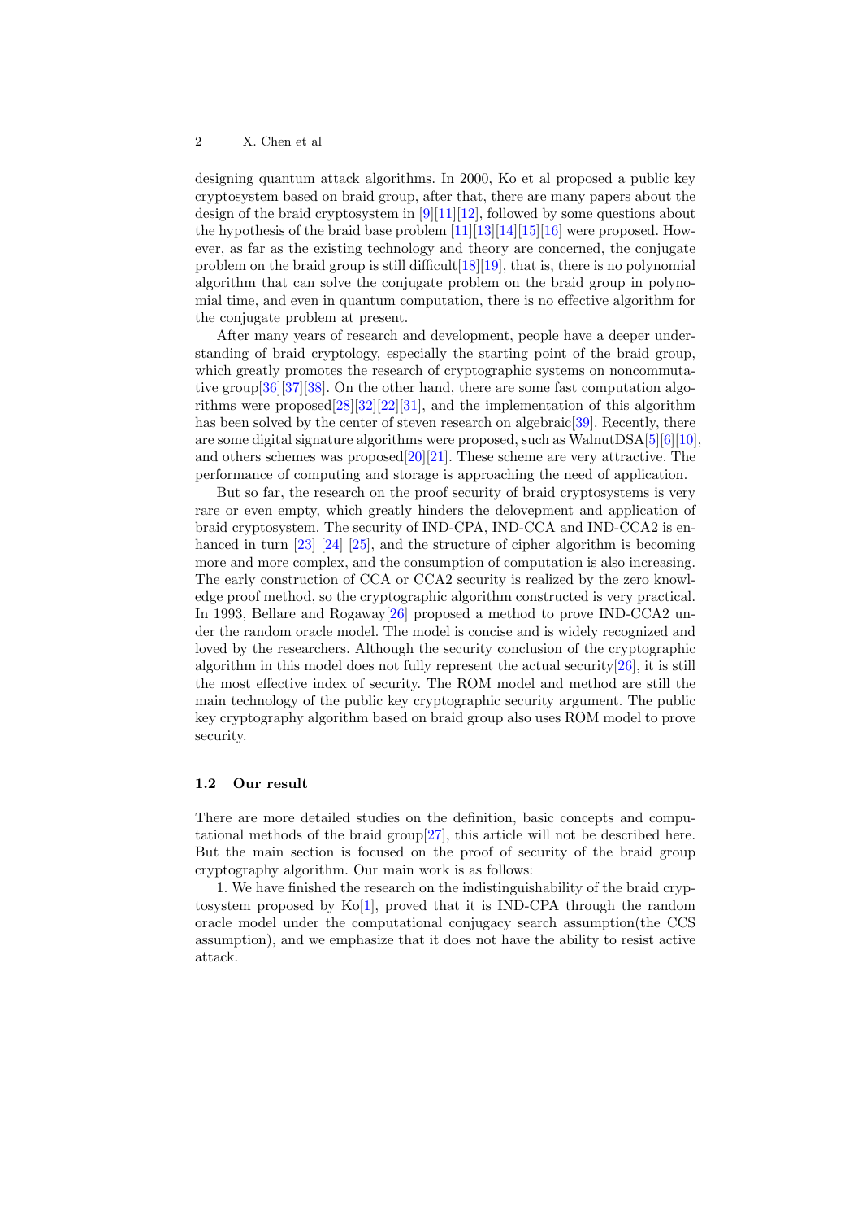designing quantum attack algorithms. In 2000, Ko et al proposed a public key cryptosystem based on braid group, after that, there are many papers about the design of the braid cryptosystem in [9][11][12], followed by some questions about the hypothesis of the braid base problem [11][13][14][15][16] were proposed. However, as far as the existing technology and theory are concerned, the conjugate problem on the braid group is still difficult[18][19], that is, there is no polynomial algorithm that can solve the conjugate problem on the braid group in polynomial time, and even in quantum computation, there is no effective algorithm for the conjugate problem at present.

After many years of research and development, people have a deeper understanding of braid cryptology, especially the starting point of the braid group, which greatly promotes the research of cryptographic systems on noncommutative group[36][37][38]. On the other hand, there are some fast computation algorithms were proposed[28][32][22][31], and the implementation of this algorithm has been solved by the center of steven research on algebraic[39]. Recently, there are some digital signature algorithms were proposed, such as WalnutDSA[5][6][10], and others schemes was proposed[20][21]. These scheme are very attractive. The performance of computing and storage is approaching the need of application.

But so far, the research on the proof security of braid cryptosystems is very rare or even empty, which greatly hinders the delovepment and application of braid cryptosystem. The security of IND-CPA, IND-CCA and IND-CCA2 is enhanced in turn [23] [24] [25], and the structure of cipher algorithm is becoming more and more complex, and the consumption of computation is also increasing. The early construction of CCA or CCA2 security is realized by the zero knowledge proof method, so the cryptographic algorithm constructed is very practical. In 1993, Bellare and Rogaway[26] proposed a method to prove IND-CCA2 under the random oracle model. The model is concise and is widely recognized and loved by the researchers. Although the security conclusion of the cryptographic algorithm in this model does not fully represent the actual security[26], it is still the most effective index of security. The ROM model and method are still the main technology of the public key cryptographic security argument. The public key cryptography algorithm based on braid group also uses ROM model to prove security.

### 1.2 Our result

There are more detailed studies on the definition, basic concepts and computational methods of the braid group[27], this article will not be described here. But the main section is focused on the proof of security of the braid group cryptography algorithm. Our main work is as follows:

1. We have finished the research on the indistinguishability of the braid cryptosystem proposed by Ko[1], proved that it is IND-CPA through the random oracle model under the computational conjugacy search assumption(the CCS assumption), and we emphasize that it does not have the ability to resist active attack.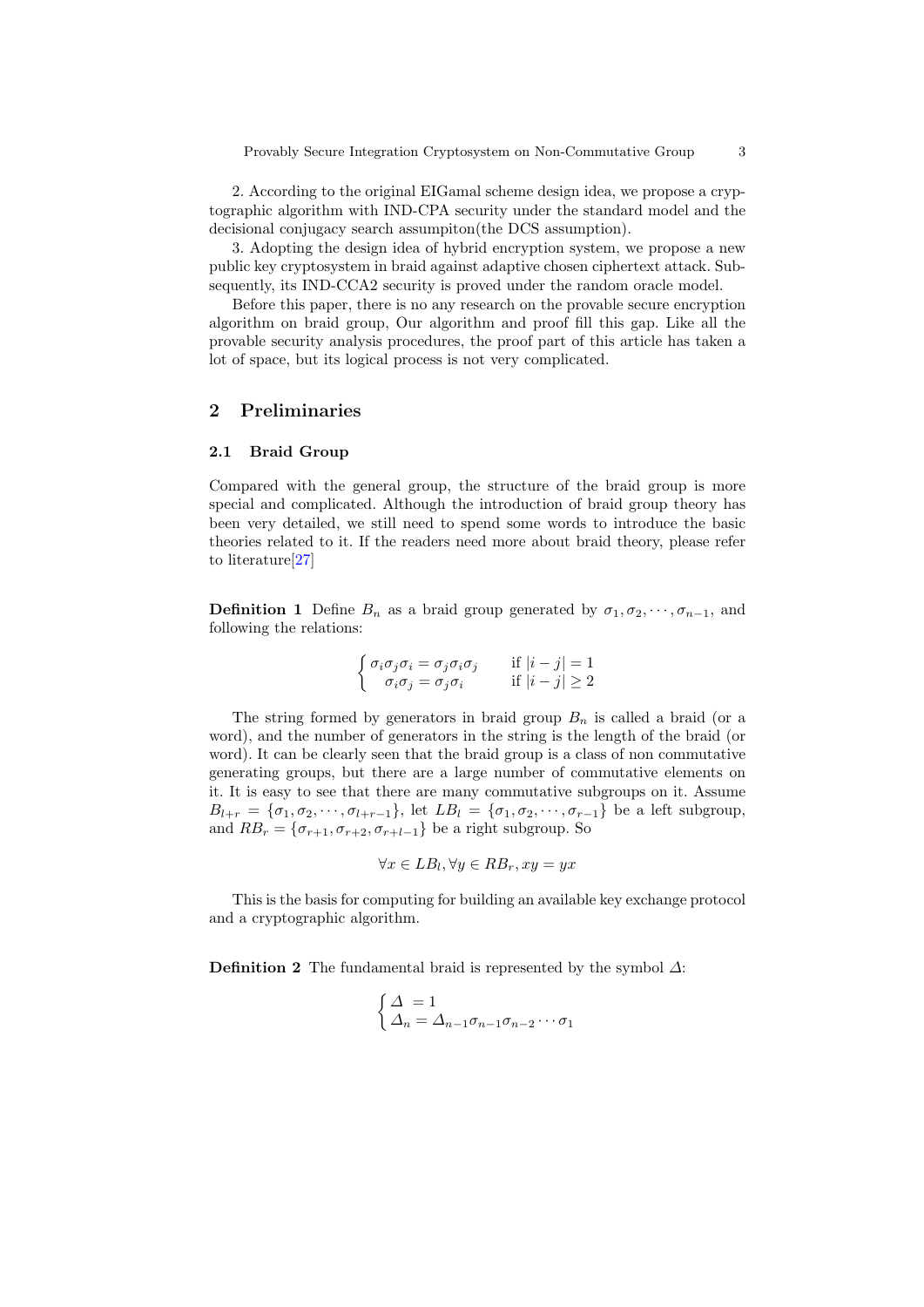2. According to the original EIGamal scheme design idea, we propose a cryptographic algorithm with IND-CPA security under the standard model and the decisional conjugacy search assumpiton(the DCS assumption).

3. Adopting the design idea of hybrid encryption system, we propose a new public key cryptosystem in braid against adaptive chosen ciphertext attack. Subsequently, its IND-CCA2 security is proved under the random oracle model.

Before this paper, there is no any research on the provable secure encryption algorithm on braid group, Our algorithm and proof fill this gap. Like all the provable security analysis procedures, the proof part of this article has taken a lot of space, but its logical process is not very complicated.

## 2 Preliminaries

### 2.1 Braid Group

Compared with the general group, the structure of the braid group is more special and complicated. Although the introduction of braid group theory has been very detailed, we still need to spend some words to introduce the basic theories related to it. If the readers need more about braid theory, please refer to literature[27]

**Definition 1** Define $B_n$ as a braid group generated by $\sigma_1, \sigma_2, \cdots, \sigma_{n-1}$, and following the relations:

$$\begin{cases} \sigma_i\sigma_j\sigma_i = \sigma_j\sigma_i\sigma_j & \text{if } |i-j| = 1 \\ \sigma_i\sigma_j = \sigma_j\sigma_i & \text{if } |i-j| \geq 2 \end{cases}$$

The string formed by generators in braid group $B_n$ is called a braid (or a word), and the number of generators in the string is the length of the braid (or word). It can be clearly seen that the braid group is a class of non commutative generating groups, but there are a large number of commutative elements on it. It is easy to see that there are many commutative subgroups on it. Assume $B_{l+r} = \{\sigma_1, \sigma_2, \cdots, \sigma_{l+r-1}\}$, let $LB_l = \{\sigma_1, \sigma_2, \cdots, \sigma_{r-1}\}$ be a left subgroup, and $RB_r = \{\sigma_{r+1}, \sigma_{r+2}, \sigma_{r+l-1}\}$ be a right subgroup. So

$$\forall x \in LB_l, \forall y \in RB_r, xy = yx$$

This is the basis for computing for building an available key exchange protocol and a cryptographic algorithm.

**Definition 2** The fundamental braid is represented by the symbol $\Delta$:

$$\begin{cases} \Delta \ = 1 \\ \Delta_n = \Delta_{n-1}\sigma_{n-1}\sigma_{n-2}\cdots\sigma_1 \end{cases}$$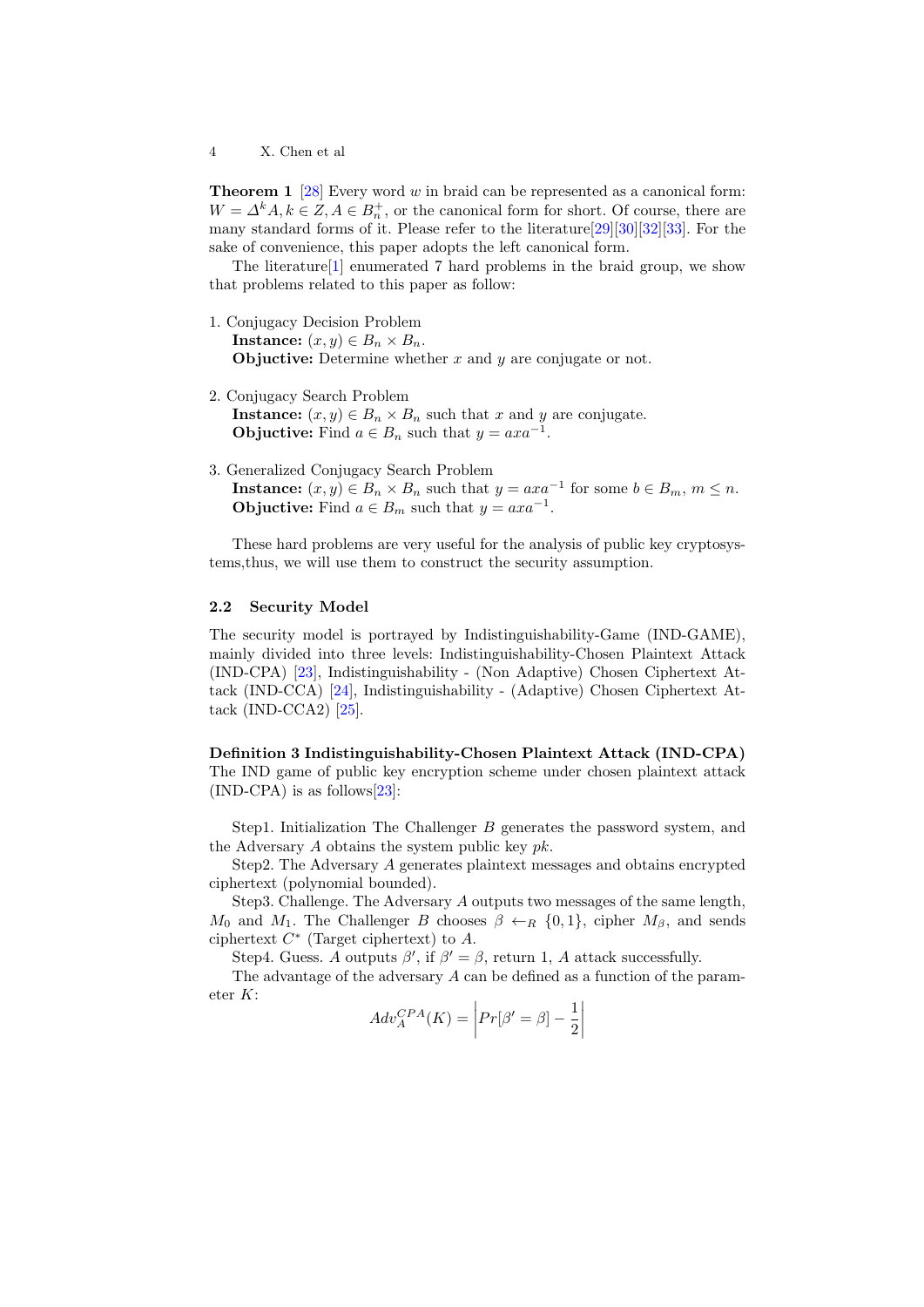**Theorem 1** [28] Every word $w$ in braid can be represented as a canonical form: $W = \Delta^k A, k \in Z, A \in B_n^+$, or the canonical form for short. Of course, there are many standard forms of it. Please refer to the literature[29][30][32][33]. For the sake of convenience, this paper adopts the left canonical form.

The literature[1] enumerated 7 hard problems in the braid group, we show that problems related to this paper as follow:

1. Conjugacy Decision Problem
   **Instance:** $(x, y) \in B_n \times B_n$.
   **Objective:** Determine whether $x$ and $y$ are conjugate or not.

2. Conjugacy Search Problem
   **Instance:** $(x, y) \in B_n \times B_n$ such that $x$ and $y$ are conjugate.
   **Objective:** Find $a \in B_n$ such that $y = axa^{-1}$.

3. Generalized Conjugacy Search Problem
   **Instance:** $(x, y) \in B_n \times B_n$ such that $y = axa^{-1}$ for some $b \in B_m$, $m \leq n$.
   **Objective:** Find $a \in B_m$ such that $y = axa^{-1}$.

These hard problems are very useful for the analysis of public key cryptosystems,thus, we will use them to construct the security assumption.

### 2.2 Security Model

The security model is portrayed by Indistinguishability-Game (IND-GAME), mainly divided into three levels: Indistinguishability-Chosen Plaintext Attack (IND-CPA) [23], Indistinguishability - (Non Adaptive) Chosen Ciphertext Attack (IND-CCA) [24], Indistinguishability - (Adaptive) Chosen Ciphertext Attack (IND-CCA2) [25].

**Definition 3 Indistinguishability-Chosen Plaintext Attack (IND-CPA)** The IND game of public key encryption scheme under chosen plaintext attack (IND-CPA) is as follows[23]:

Step1. Initialization The Challenger $B$ generates the password system, and the Adversary $A$ obtains the system public key $pk$.

Step2. The Adversary $A$ generates plaintext messages and obtains encrypted ciphertext (polynomial bounded).

Step3. Challenge. The Adversary $A$ outputs two messages of the same length, $M_0$ and $M_1$. The Challenger $B$ chooses $\beta \leftarrow_R \{0, 1\}$, cipher $M_\beta$, and sends ciphertext $C^*$ (Target ciphertext) to $A$.

Step4. Guess. $A$ outputs $\beta'$, if $\beta' = \beta$, return 1, $A$ attack successfully.

The advantage of the adversary $A$ can be defined as a function of the parameter $K$:

$$Adv_A^{CPA}(K) = \left| Pr[\beta' = \beta] - \frac{1}{2} \right|$$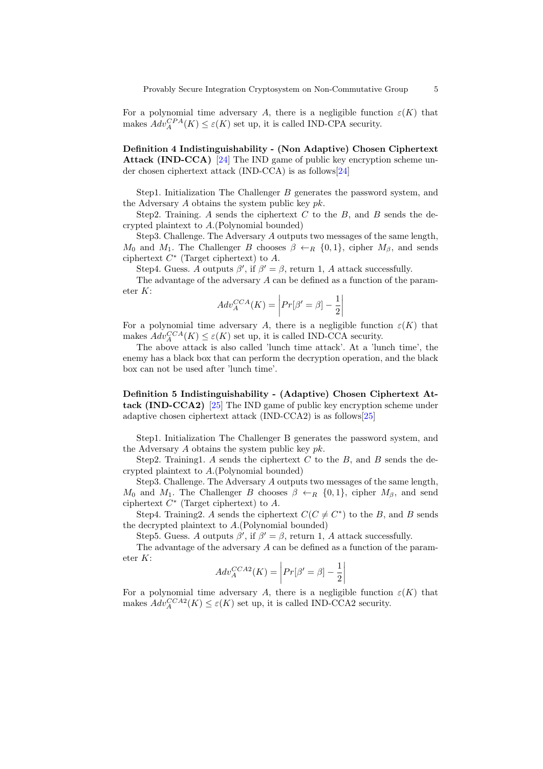For a polynomial time adversary $A$, there is a negligible function $\varepsilon(K)$ that makes $Adv_A^{CPA}(K) \leq \varepsilon(K)$ set up, it is called IND-CPA security.

**Definition 4 Indistinguishability - (Non Adaptive) Chosen Ciphertext Attack (IND-CCA)** [24] The IND game of public key encryption scheme under chosen ciphertext attack (IND-CCA) is as follows[24]

Step1. Initialization The Challenger $B$ generates the password system, and the Adversary $A$ obtains the system public key $pk$.

Step2. Training. $A$ sends the ciphertext $C$ to the $B$, and $B$ sends the decrypted plaintext to $A$.(Polynomial bounded)

Step3. Challenge. The Adversary $A$ outputs two messages of the same length, $M_0$ and $M_1$. The Challenger $B$ chooses $\beta \leftarrow_R \{0, 1\}$, cipher $M_\beta$, and sends ciphertext $C^*$ (Target ciphertext) to $A$.

Step4. Guess. $A$ outputs $\beta'$, if $\beta' = \beta$, return 1, $A$ attack successfully.

The advantage of the adversary $A$ can be defined as a function of the parameter $K$:

$$Adv_A^{CCA}(K) = \left| Pr[\beta' = \beta] - \frac{1}{2} \right|$$

For a polynomial time adversary $A$, there is a negligible function $\varepsilon(K)$ that makes $Adv_A^{CCA}(K) \leq \varepsilon(K)$ set up, it is called IND-CCA security.

The above attack is also called 'lunch time attack'. At a 'lunch time', the enemy has a black box that can perform the decryption operation, and the black box can not be used after 'lunch time'.

**Definition 5 Indistinguishability - (Adaptive) Chosen Ciphertext Attack (IND-CCA2)** [25] The IND game of public key encryption scheme under adaptive chosen ciphertext attack (IND-CCA2) is as follows[25]

Step1. Initialization The Challenger B generates the password system, and the Adversary $A$ obtains the system public key $pk$.

Step2. Training1. $A$ sends the ciphertext $C$ to the $B$, and $B$ sends the decrypted plaintext to $A$.(Polynomial bounded)

Step3. Challenge. The Adversary $A$ outputs two messages of the same length, $M_0$ and $M_1$. The Challenger $B$ chooses $\beta \leftarrow_R \{0, 1\}$, cipher $M_\beta$, and send ciphertext $C^*$ (Target ciphertext) to $A$.

Step4. Training2. $A$ sends the ciphertext $C(C \neq C^*)$ to the $B$, and $B$ sends the decrypted plaintext to $A$.(Polynomial bounded)

Step5. Guess. $A$ outputs $\beta'$, if $\beta' = \beta$, return 1, $A$ attack successfully.

The advantage of the adversary $A$ can be defined as a function of the parameter $K$:

$$Adv_A^{CCA2}(K) = \left| Pr[\beta' = \beta] - \frac{1}{2} \right|$$

For a polynomial time adversary $A$, there is a negligible function $\varepsilon(K)$ that makes $Adv_A^{CCA2}(K) \leq \varepsilon(K)$ set up, it is called IND-CCA2 security.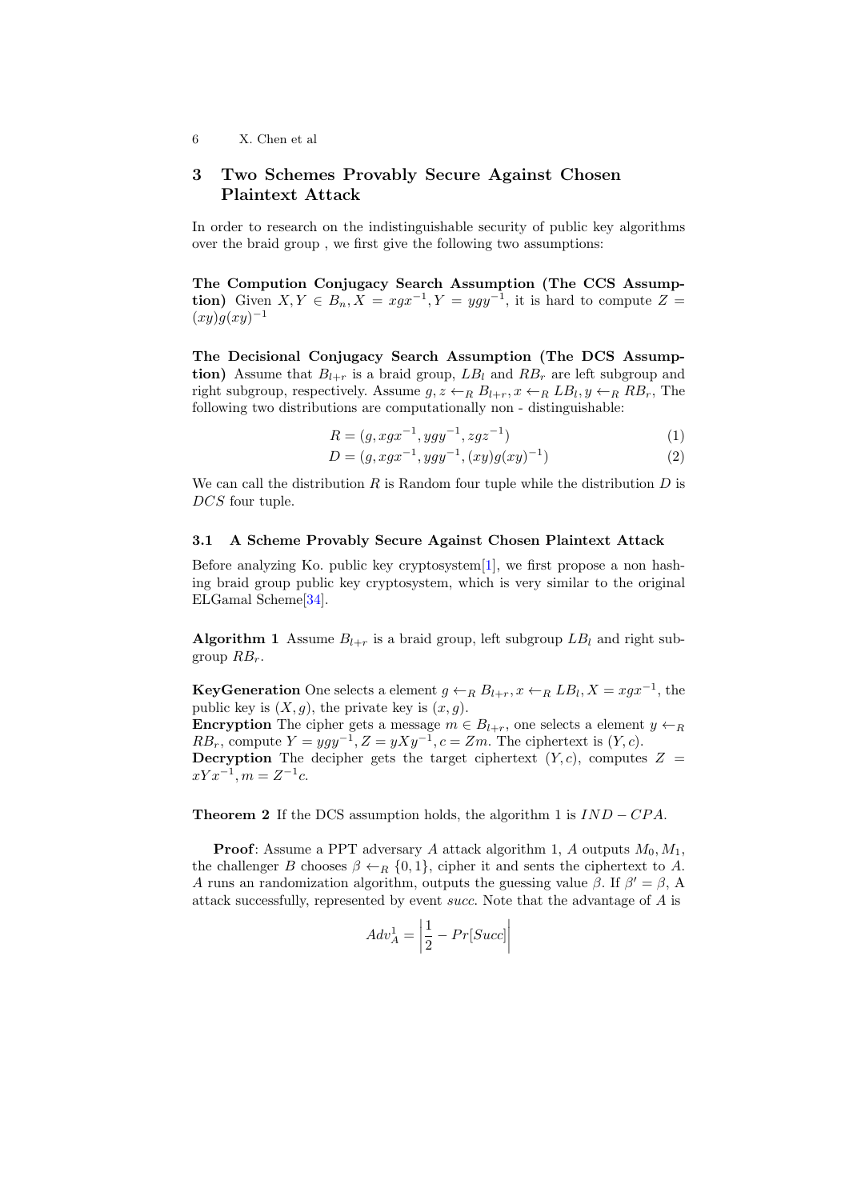## 3 Two Schemes Provably Secure Against Chosen Plaintext Attack

In order to research on the indistinguishable security of public key algorithms over the braid group , we first give the following two assumptions:

**The Compution Conjugacy Search Assumption (The CCS Assumption)** Given $X, Y \in B_n, X = xgx^{-1}, Y = ygy^{-1}$, it is hard to compute $Z = (xy)g(xy)^{-1}$

**The Decisional Conjugacy Search Assumption (The DCS Assumption)** Assume that $B_{l+r}$ is a braid group, $LB_l$ and $RB_r$ are left subgroup and right subgroup, respectively. Assume $g, z \leftarrow_R B_{l+r}, x \leftarrow_R LB_l, y \leftarrow_R RB_r$, The following two distributions are computationally non - distinguishable:

$$R = (g, xgx^{-1}, ygy^{-1}, zgz^{-1}) \quad (1)$$

$$D = (g, xgx^{-1}, ygy^{-1}, (xy)g(xy)^{-1}) \quad (2)$$

We can call the distribution $R$ is Random four tuple while the distribution $D$ is $DCS$ four tuple.

### 3.1 A Scheme Provably Secure Against Chosen Plaintext Attack

Before analyzing Ko. public key cryptosystem[1], we first propose a non hashing braid group public key cryptosystem, which is very similar to the original ELGamal Scheme[34].

**Algorithm 1** Assume $B_{l+r}$ is a braid group, left subgroup $LB_l$ and right subgroup $RB_r$.

**KeyGeneration** One selects a element $g \leftarrow_R B_{l+r}, x \leftarrow_R LB_l, X = xgx^{-1}$, the public key is $(X, g)$, the private key is $(x, g)$.
**Encryption** The cipher gets a message $m \in B_{l+r}$, one selects a element $y \leftarrow_R RB_r$, compute $Y = ygy^{-1}, Z = yXy^{-1}, c = Zm$. The ciphertext is $(Y, c)$.
**Decryption** The decipher gets the target ciphertext $(Y, c)$, computes $Z = xYx^{-1}, m = Z^{-1}c$.

**Theorem 2** If the DCS assumption holds, the algorithm 1 is $IND - CPA$.

**Proof**: Assume a PPT adversary $A$ attack algorithm 1, $A$ outputs $M_0, M_1$, the challenger $B$ chooses $\beta \leftarrow_R \{0, 1\}$, cipher it and sents the ciphertext to $A$. $A$ runs an randomization algorithm, outputs the guessing value $\beta$. If $\beta' = \beta$, A attack successfully, represented by event *succ*. Note that the advantage of $A$ is

$$Adv_A^1 = \left| \frac{1}{2} - Pr[Succ] \right|$$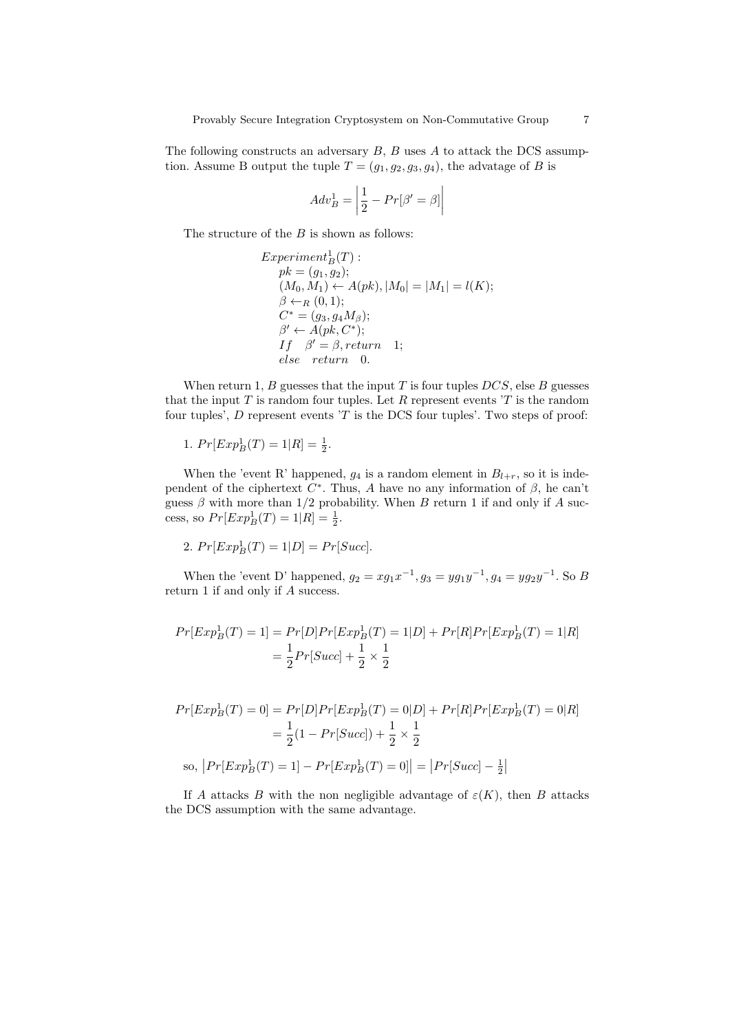The following constructs an adversary $B$, $B$ uses $A$ to attack the DCS assumption. Assume B output the tuple $T = (g_1, g_2, g_3, g_4)$, the advatage of $B$ is

$$Adv_B^1 = \left| \frac{1}{2} - Pr[\beta' = \beta] \right|$$

The structure of the $B$ is shown as follows:

$$\begin{aligned}
&Experiment_B^1(T): \\
&\quad pk = (g_1, g_2); \\
&\quad (M_0, M_1) \leftarrow A(pk), |M_0| = |M_1| = l(K); \\
&\quad \beta \leftarrow_R (0,1); \\
&\quad C^* = (g_3, g_4 M_\beta); \\
&\quad \beta' \leftarrow A(pk, C^*); \\
&\quad If \quad \beta' = \beta, return \quad 1; \\
&\quad else \quad return \quad 0.
\end{aligned}$$

When return 1, $B$ guesses that the input $T$ is four tuples $DCS$, else $B$ guesses that the input $T$ is random four tuples. Let $R$ represent events '$T$ is the random four tuples', $D$ represent events '$T$ is the DCS four tuples'. Two steps of proof:

1. $Pr[Exp_B^1(T) = 1|R] = \frac{1}{2}$.

When the 'event R' happened, $g_4$ is a random element in $B_{l+r}$, so it is independent of the ciphertext $C^*$. Thus, $A$ have no any information of $\beta$, he can't guess $\beta$ with more than 1/2 probability. When $B$ return 1 if and only if $A$ success, so $Pr[Exp_B^1(T) = 1|R] = \frac{1}{2}$.

2. $Pr[Exp_B^1(T) = 1|D] = Pr[Succ]$.

When the 'event D' happened, $g_2 = x g_1 x^{-1}, g_3 = y g_1 y^{-1}, g_4 = y g_2 y^{-1}$. So $B$ return 1 if and only if $A$ success.

$$\begin{aligned}
Pr[Exp_B^1(T) = 1] &= Pr[D]Pr[Exp_B^1(T) = 1|D] + Pr[R]Pr[Exp_B^1(T) = 1|R] \\
&= \frac{1}{2} Pr[Succ] + \frac{1}{2} \times \frac{1}{2}
\end{aligned}$$

$$\begin{aligned}
Pr[Exp_B^1(T) = 0] &= Pr[D]Pr[Exp_B^1(T) = 0|D] + Pr[R]Pr[Exp_B^1(T) = 0|R] \\
&= \frac{1}{2}(1 - Pr[Succ]) + \frac{1}{2} \times \frac{1}{2}
\end{aligned}$$

so, $\left| Pr[Exp_B^1(T) = 1] - Pr[Exp_B^1(T) = 0] \right| = \left| Pr[Succ] - \frac{1}{2} \right|$

If $A$ attacks $B$ with the non negligible advantage of $\varepsilon(K)$, then $B$ attacks the DCS assumption with the same advantage.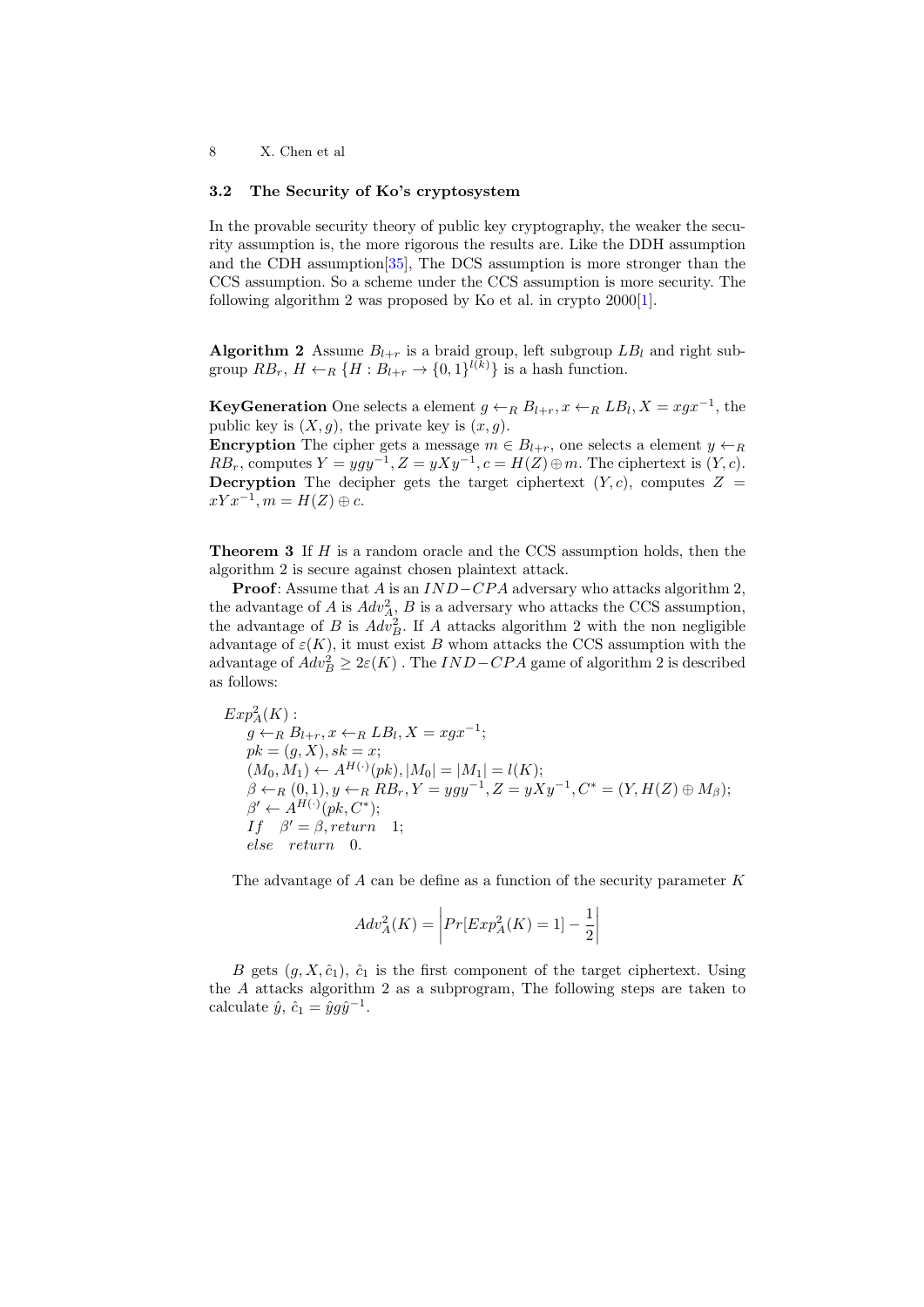### 3.2 The Security of Ko's cryptosystem

In the provable security theory of public key cryptography, the weaker the security assumption is, the more rigorous the results are. Like the DDH assumption and the CDH assumption[35], The DCS assumption is more stronger than the CCS assumption. So a scheme under the CCS assumption is more security. The following algorithm 2 was proposed by Ko et al. in crypto 2000[1].

**Algorithm 2** Assume $B_{l+r}$ is a braid group, left subgroup $LB_l$ and right subgroup $RB_r$, $H \leftarrow_R \{H : B_{l+r} \to \{0,1\}^{l(k)}\}$ is a hash function.

**KeyGeneration** One selects a element $g \leftarrow_R B_{l+r}, x \leftarrow_R LB_l, X = xgx^{-1}$, the public key is $(X, g)$, the private key is $(x, g)$.
**Encryption** The cipher gets a message $m \in B_{l+r}$, one selects a element $y \leftarrow_R RB_r$, computes $Y = ygy^{-1}, Z = yXy^{-1}, c = H(Z) \oplus m$. The ciphertext is $(Y, c)$.
**Decryption** The decipher gets the target ciphertext $(Y, c)$, computes $Z = xYx^{-1}, m = H(Z) \oplus c$.

**Theorem 3** If $H$ is a random oracle and the CCS assumption holds, then the algorithm 2 is secure against chosen plaintext attack.

**Proof**: Assume that $A$ is an $IND-CPA$ adversary who attacks algorithm 2, the advantage of $A$ is $Adv_A^2$, $B$ is a adversary who attacks the CCS assumption, the advantage of $B$ is $Adv_B^2$. If $A$ attacks algorithm 2 with the non negligible advantage of $\varepsilon(K)$, it must exist $B$ whom attacks the CCS assumption with the advantage of $Adv_B^2 \geq 2\varepsilon(K)$ . The $IND-CPA$ game of algorithm 2 is described as follows:

$Exp_A^2(K)$ :
 $g \leftarrow_R B_{l+r}, x \leftarrow_R LB_l, X = xgx^{-1}$;
 $pk = (g, X), sk = x$;
 $(M_0, M_1) \leftarrow A^{H(\cdot)}(pk), |M_0| = |M_1| = l(K)$;
 $\beta \leftarrow_R (0,1), y \leftarrow_R RB_r, Y = ygy^{-1}, Z = yXy^{-1}, C^* = (Y, H(Z) \oplus M_\beta)$;
 $\beta' \leftarrow A^{H(\cdot)}(pk, C^*)$;
 $If \quad \beta' = \beta, return \quad 1$;
 $else \quad return \quad 0$.

The advantage of $A$ can be define as a function of the security parameter $K$

$$Adv_A^2(K) = \left| Pr[Exp_A^2(K) = 1] - \frac{1}{2} \right|$$

$B$ gets $(g, X, \hat{c}_1)$, $\hat{c}_1$ is the first component of the target ciphertext. Using the $A$ attacks algorithm 2 as a subprogram, The following steps are taken to calculate $\hat{y}$, $\hat{c}_1 = \hat{y}g\hat{y}^{-1}$.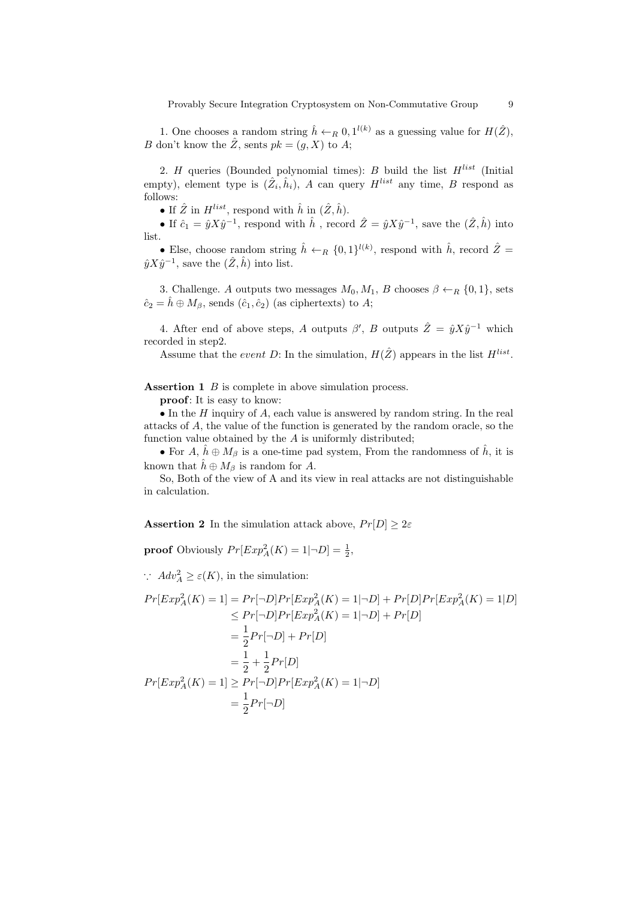1. One chooses a random string $\hat{h} \leftarrow_R 0, 1^{l(k)}$ as a guessing value for $H(\hat{Z})$, $B$ don't know the $\hat{Z}$, sents $pk = (g, X)$ to $A$;

2. $H$ queries (Bounded polynomial times): $B$ build the list $H^{list}$ (Initial empty), element type is $(\hat{Z}_i, \hat{h}_i)$, $A$ can query $H^{list}$ any time, $B$ respond as follows:

- If $\hat{Z}$ in $H^{list}$, respond with $\hat{h}$ in $(\hat{Z}, \hat{h})$.
- If $\hat{c}_1 = \hat{y}X\hat{y}^{-1}$, respond with $\hat{h}$ , record $\hat{Z} = \hat{y}X\hat{y}^{-1}$, save the $(\hat{Z}, \hat{h})$ into list.
- Else, choose random string $\hat{h} \leftarrow_R \{0, 1\}^{l(k)}$, respond with $\hat{h}$, record $\hat{Z} = \hat{y}X\hat{y}^{-1}$, save the $(\hat{Z}, \hat{h})$ into list.

3. Challenge. $A$ outputs two messages $M_0, M_1$, $B$ chooses $\beta \leftarrow_R \{0, 1\}$, sets $\hat{c}_2 = \hat{h} \oplus M_\beta$, sends $(\hat{c}_1, \hat{c}_2)$ (as ciphertexts) to $A$;

4. After end of above steps, $A$ outputs $\beta'$, $B$ outputs $\hat{Z} = \hat{y}X\hat{y}^{-1}$ which recorded in step2.

Assume that the *event D*: In the simulation, $H(\hat{Z})$ appears in the list $H^{list}$.

**Assertion 1** $B$ is complete in above simulation process.

**proof**: It is easy to know:

- In the $H$ inquiry of $A$, each value is answered by random string. In the real attacks of $A$, the value of the function is generated by the random oracle, so the function value obtained by the $A$ is uniformly distributed;
- For $A$, $\hat{h} \oplus M_\beta$ is a one-time pad system, From the randomness of $\hat{h}$, it is known that $\hat{h} \oplus M_\beta$ is random for $A$.

So, Both of the view of A and its view in real attacks are not distinguishable in calculation.

**Assertion 2** In the simulation attack above, $Pr[D] \geq 2\varepsilon$

**proof** Obviously $Pr[Exp_A^2(K) = 1|\neg D] = \frac{1}{2}$,

$\because$ $Adv_A^2 \geq \varepsilon(K)$, in the simulation:

$$
\begin{aligned}
Pr[Exp_A^2(K) = 1] &= Pr[\neg D]Pr[Exp_A^2(K) = 1|\neg D] + Pr[D]Pr[Exp_A^2(K) = 1|D] \\
&\leq Pr[\neg D]Pr[Exp_A^2(K) = 1|\neg D] + Pr[D] \\
&= \frac{1}{2}Pr[\neg D] + Pr[D] \\
&= \frac{1}{2} + \frac{1}{2}Pr[D] \\
Pr[Exp_A^2(K) = 1] &\geq Pr[\neg D]Pr[Exp_A^2(K) = 1|\neg D] \\
&= \frac{1}{2}Pr[\neg D]
\end{aligned}
$$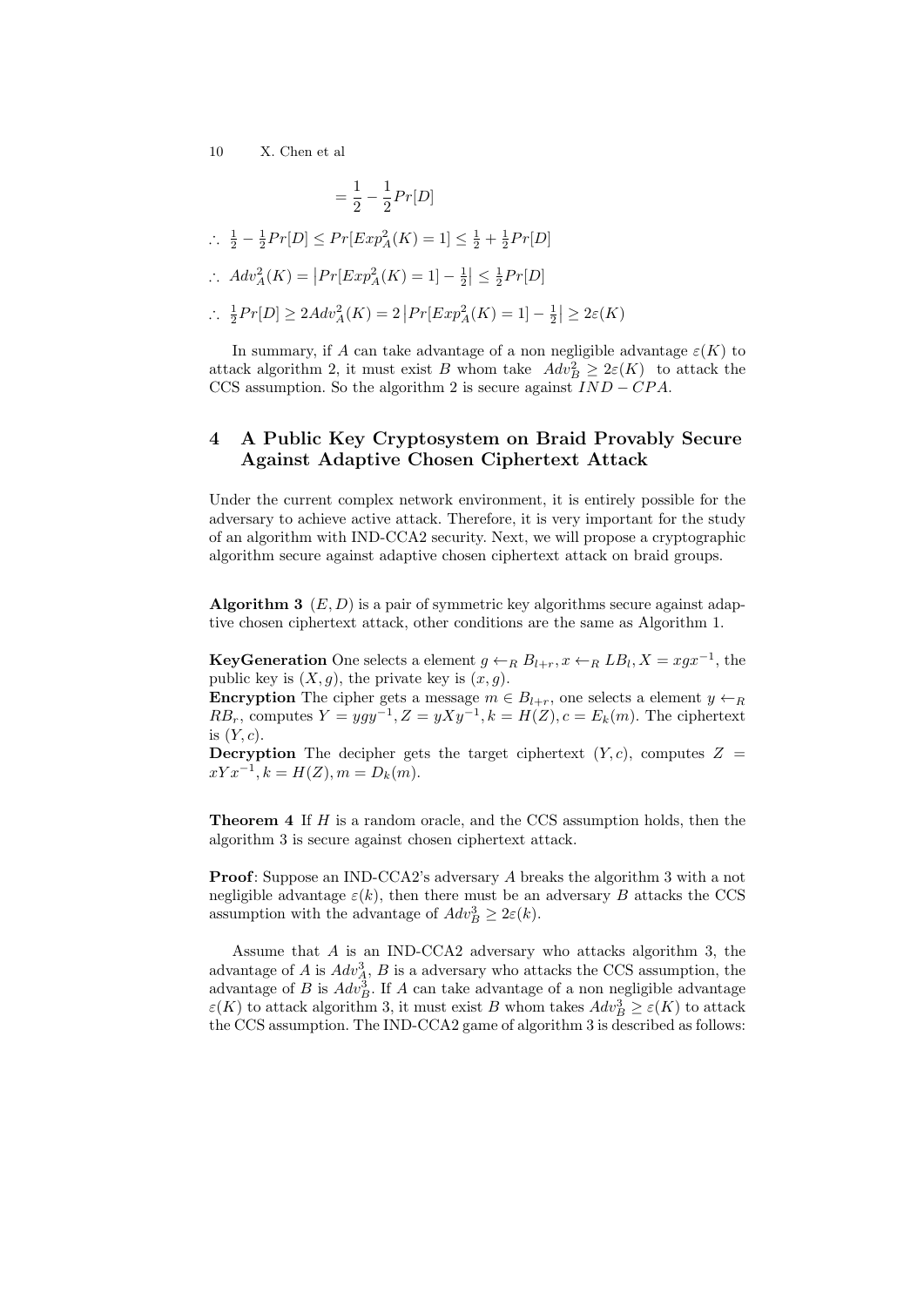$$= \frac{1}{2} - \frac{1}{2}Pr[D]$$

$\therefore\ \frac{1}{2} - \frac{1}{2}Pr[D] \leq Pr[Exp_A^2(K) = 1] \leq \frac{1}{2} + \frac{1}{2}Pr[D]$

$\therefore\ Adv_A^2(K) = \left|Pr[Exp_A^2(K) = 1] - \frac{1}{2}\right| \leq \frac{1}{2}Pr[D]$

$\therefore\ \frac{1}{2}Pr[D] \geq 2Adv_A^2(K) = 2\left|Pr[Exp_A^2(K) = 1] - \frac{1}{2}\right| \geq 2\varepsilon(K)$

In summary, if $A$ can take advantage of a non negligible advantage $\varepsilon(K)$ to attack algorithm 2, it must exist $B$ whom take $Adv_B^2 \geq 2\varepsilon(K)$ to attack the CCS assumption. So the algorithm 2 is secure against $IND-CPA$.

## 4 A Public Key Cryptosystem on Braid Provably Secure Against Adaptive Chosen Ciphertext Attack

Under the current complex network environment, it is entirely possible for the adversary to achieve active attack. Therefore, it is very important for the study of an algorithm with IND-CCA2 security. Next, we will propose a cryptographic algorithm secure against adaptive chosen ciphertext attack on braid groups.

**Algorithm 3** $(E, D)$ is a pair of symmetric key algorithms secure against adaptive chosen ciphertext attack, other conditions are the same as Algorithm 1.

**KeyGeneration** One selects a element $g \leftarrow_R B_{l+r}, x \leftarrow_R LB_l, X = xgx^{-1}$, the public key is $(X, g)$, the private key is $(x, g)$.
**Encryption** The cipher gets a message $m \in B_{l+r}$, one selects a element $y \leftarrow_R RB_r$, computes $Y = ygy^{-1}, Z = yXy^{-1}, k = H(Z), c = E_k(m)$. The ciphertext is $(Y, c)$.
**Decryption** The decipher gets the target ciphertext $(Y, c)$, computes $Z = xYx^{-1}, k = H(Z), m = D_k(m)$.

**Theorem 4** If $H$ is a random oracle, and the CCS assumption holds, then the algorithm 3 is secure against chosen ciphertext attack.

**Proof**: Suppose an IND-CCA2's adversary $A$ breaks the algorithm 3 with a not negligible advantage $\varepsilon(k)$, then there must be an adversary $B$ attacks the CCS assumption with the advantage of $Adv_B^3 \geq 2\varepsilon(k)$.

Assume that $A$ is an IND-CCA2 adversary who attacks algorithm 3, the advantage of $A$ is $Adv_A^3$, $B$ is a adversary who attacks the CCS assumption, the advantage of $B$ is $Adv_B^3$. If $A$ can take advantage of a non negligible advantage $\varepsilon(K)$ to attack algorithm 3, it must exist $B$ whom takes $Adv_B^3 \geq \varepsilon(K)$ to attack the CCS assumption. The IND-CCA2 game of algorithm 3 is described as follows: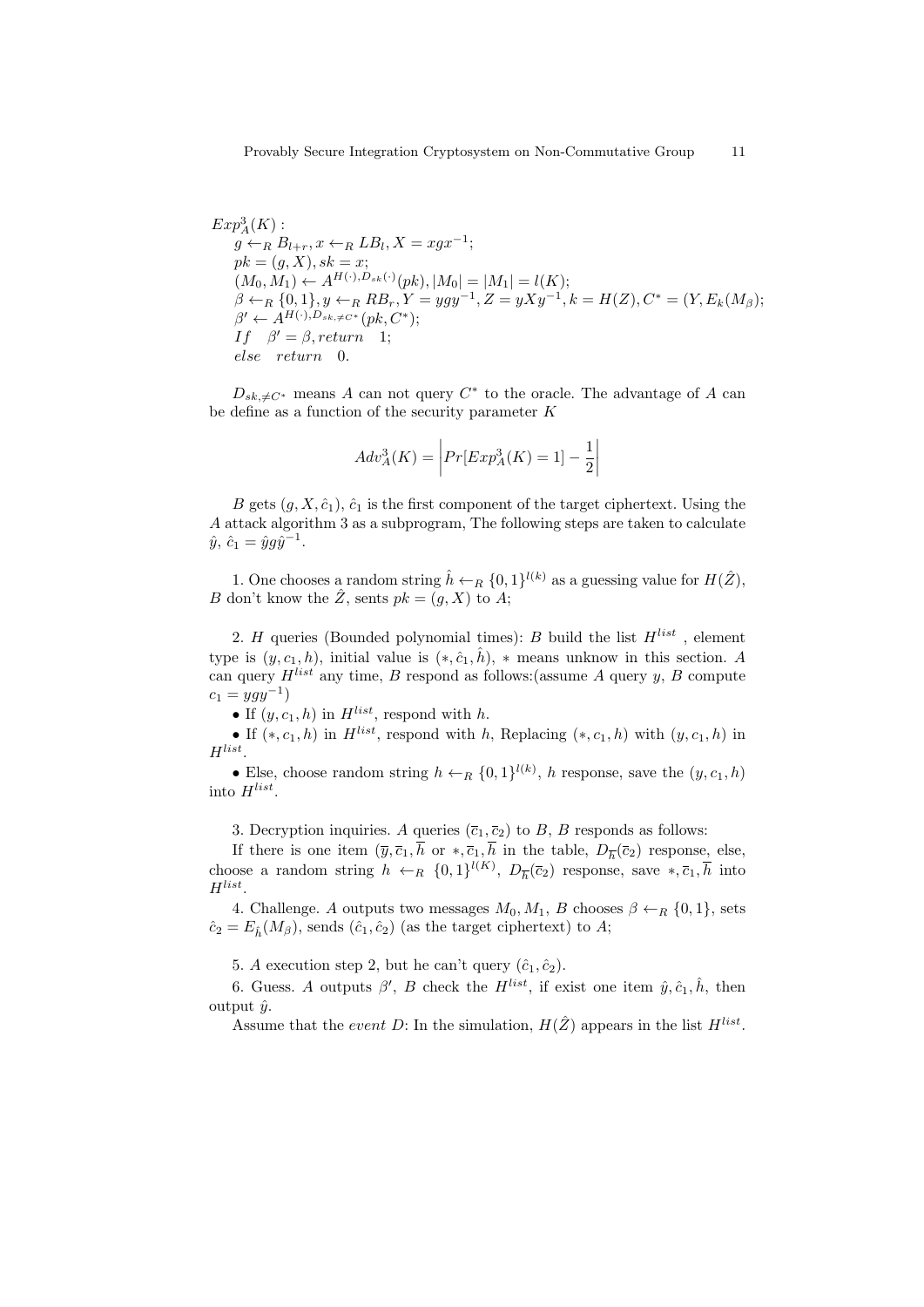$Exp_A^3(K)$ :
$g \leftarrow_R B_{l+r}, x \leftarrow_R LB_l, X = xgx^{-1};$
$pk = (g, X), sk = x;$
$(M_0, M_1) \leftarrow A^{H(\cdot), D_{sk}(\cdot)}(pk), |M_0| = |M_1| = l(K);$
$\beta \leftarrow_R \{0,1\}, y \leftarrow_R RB_r, Y = ygy^{-1}, Z = yXy^{-1}, k = H(Z), C^* = (Y, E_k(M_\beta);$
$\beta' \leftarrow A^{H(\cdot), D_{sk, \neq C^*}}(pk, C^*);$
$If \quad \beta' = \beta, return \quad 1;$
$else \quad return \quad 0.$

$D_{sk,\neq C^*}$ means $A$ can not query $C^*$ to the oracle. The advantage of $A$ can be define as a function of the security parameter $K$

$$Adv_A^3(K) = \left| Pr[Exp_A^3(K) = 1] - \frac{1}{2} \right|$$

$B$ gets $(g, X, \hat{c}_1)$, $\hat{c}_1$ is the first component of the target ciphertext. Using the $A$ attack algorithm 3 as a subprogram, The following steps are taken to calculate $\hat{y}$, $\hat{c}_1 = \hat{y}g\hat{y}^{-1}$.

1. One chooses a random string $\hat{h} \leftarrow_R \{0,1\}^{l(k)}$ as a guessing value for $H(\hat{Z})$, $B$ don't know the $\hat{Z}$, sents $pk = (g, X)$ to $A$;

2. $H$ queries (Bounded polynomial times): $B$ build the list $H^{list}$ , element type is $(y, c_1, h)$, initial value is $(*, \hat{c}_1, \hat{h})$, $*$ means unknow in this section. $A$ can query $H^{list}$ any time, $B$ respond as follows:(assume $A$ query $y$, $B$ compute $c_1 = ygy^{-1}$)

- If $(y, c_1, h)$ in $H^{list}$, respond with $h$.
- If $(*, c_1, h)$ in $H^{list}$, respond with $h$, Replacing $(*, c_1, h)$ with $(y, c_1, h)$ in $H^{list}$.
- Else, choose random string $h \leftarrow_R \{0,1\}^{l(k)}$, $h$ response, save the $(y, c_1, h)$ into $H^{list}$.

3. Decryption inquiries. $A$ queries $(\overline{c}_1, \overline{c}_2)$ to $B$, $B$ responds as follows:

If there is one item $(\overline{y}, \overline{c}_1, \overline{h}$ or $*, \overline{c}_1, \overline{h}$ in the table, $D_{\overline{h}}(\overline{c}_2)$ response, else, choose a random string $h \leftarrow_R \{0,1\}^{l(K)}$, $D_{\overline{h}}(\overline{c}_2)$ response, save $*, \overline{c}_1, \overline{h}$ into $H^{list}$.

4. Challenge. $A$ outputs two messages $M_0, M_1$, $B$ chooses $\beta \leftarrow_R \{0,1\}$, sets $\hat{c}_2 = E_{\hat{h}}(M_\beta)$, sends $(\hat{c}_1, \hat{c}_2)$ (as the target ciphertext) to $A$;

5. $A$ execution step 2, but he can't query $(\hat{c}_1, \hat{c}_2)$.

6. Guess. $A$ outputs $\beta'$, $B$ check the $H^{list}$, if exist one item $\hat{y}, \hat{c}_1, \hat{h}$, then output $\hat{y}$.

Assume that the *event D*: In the simulation, $H(\hat{Z})$ appears in the list $H^{list}$.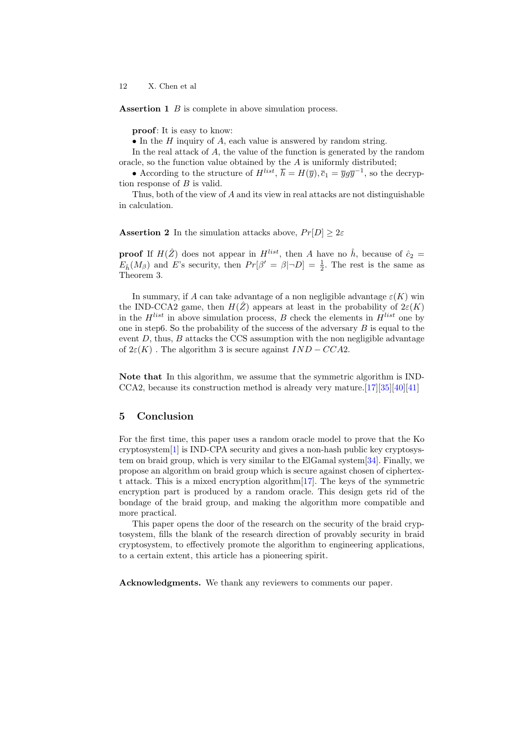**Assertion 1** $B$ is complete in above simulation process.

**proof**: It is easy to know:

• In the $H$ inquiry of $A$, each value is answered by random string.

In the real attack of $A$, the value of the function is generated by the random oracle, so the function value obtained by the $A$ is uniformly distributed;

• According to the structure of $H^{list}$, $\overline{h} = H(\overline{y}), \overline{c}_1 = \overline{y}g\overline{y}^{-1}$, so the decryption response of $B$ is valid.

Thus, both of the view of $A$ and its view in real attacks are not distinguishable in calculation.

**Assertion 2** In the simulation attacks above, $Pr[D] \geq 2\varepsilon$

**proof** If $H(\hat{Z})$ does not appear in $H^{list}$, then $A$ have no $\hat{h}$, because of $\hat{c}_2 = E_{\hat{h}}(M_\beta)$ and $E$'s security, then $Pr[\beta' = \beta | \neg D] = \frac{1}{2}$. The rest is the same as Theorem 3.

In summary, if $A$ can take advantage of a non negligible advantage $\varepsilon(K)$ win the IND-CCA2 game, then $H(\hat{Z})$ appears at least in the probability of $2\varepsilon(K)$ in the $H^{list}$ in above simulation process, $B$ check the elements in $H^{list}$ one by one in step6. So the probability of the success of the adversary $B$ is equal to the event $D$, thus, $B$ attacks the CCS assumption with the non negligible advantage of $2\varepsilon(K)$ . The algorithm 3 is secure against $IND-CCA2$.

**Note that** In this algorithm, we assume that the symmetric algorithm is IND-CCA2, because its construction method is already very mature.[17][35][40][41]

## 5 Conclusion

For the first time, this paper uses a random oracle model to prove that the Ko cryptosystem[1] is IND-CPA security and gives a non-hash public key cryptosystem on braid group, which is very similar to the ElGamal system[34]. Finally, we propose an algorithm on braid group which is secure against chosen of ciphertext attack. This is a mixed encryption algorithm[17]. The keys of the symmetric encryption part is produced by a random oracle. This design gets rid of the bondage of the braid group, and making the algorithm more compatible and more practical.

This paper opens the door of the research on the security of the braid cryptosystem, fills the blank of the research direction of provably security in braid cryptosystem, to effectively promote the algorithm to engineering applications, to a certain extent, this article has a pioneering spirit.

**Acknowledgments.** We thank any reviewers to comments our paper.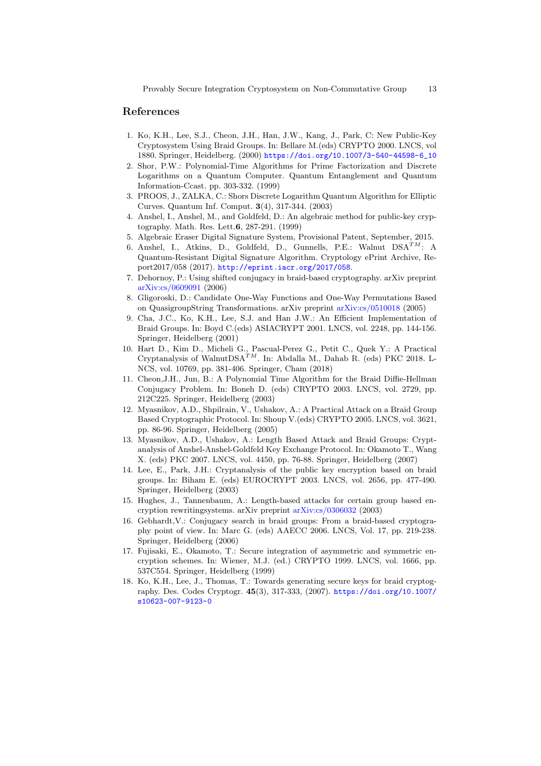## References

1. Ko, K.H., Lee, S.J., Cheon, J.H., Han, J.W., Kang, J., Park, C: New Public-Key Cryptosystem Using Braid Groups. In: Bellare M.(eds) CRYPTO 2000. LNCS, vol 1880. Springer, Heidelberg. (2000) https://doi.org/10.1007/3-540-44598-6_10
2. Shor, P.W.: Polynomial-Time Algorithms for Prime Factorization and Discrete Logarithms on a Quantum Computer. Quantum Entanglement and Quantum Information-Ccast. pp. 303-332. (1999)
3. PROOS, J., ZALKA, C.: Shors Discrete Logarithm Quantum Algorithm for Elliptic Curves. Quantum Inf. Comput. **3**(4), 317-344. (2003)
4. Anshel, I., Anshel, M., and Goldfeld, D.: An algebraic method for public-key cryptography. Math. Res. Lett.**6**, 287-291. (1999)
5. Algebraic Eraser Digital Signature System, Provisional Patent, September, 2015.
6. Anshel, I., Atkins, D., Goldfeld, D., Gunnells, P.E.: Walnut DSA$^{TM}$: A Quantum-Resistant Digital Signature Algorithm. Cryptology ePrint Archive, Report2017/058 (2017). http://eprint.iacr.org/2017/058.
7. Dehornoy, P.: Using shifted conjugacy in braid-based cryptography. arXiv preprint arXiv:cs/0609091 (2006)
8. Gligoroski, D.: Candidate One-Way Functions and One-Way Permutations Based on QuasigroupString Transformations. arXiv preprint arXiv:cs/0510018 (2005)
9. Cha, J.C., Ko, K.H., Lee, S.J. and Han J.W.: An Efficient Implementation of Braid Groups. In: Boyd C.(eds) ASIACRYPT 2001. LNCS, vol. 2248, pp. 144-156. Springer, Heidelberg (2001)
10. Hart D., Kim D., Micheli G., Pascual-Perez G., Petit C., Quek Y.: A Practical Cryptanalysis of WalnutDSA$^{TM}$. In: Abdalla M., Dahab R. (eds) PKC 2018. L-NCS, vol. 10769, pp. 381-406. Springer, Cham (2018)
11. Cheon,J.H., Jun, B.: A Polynomial Time Algorithm for the Braid Diffie-Hellman Conjugacy Problem. In: Boneh D. (eds) CRYPTO 2003. LNCS, vol. 2729, pp. 212C225. Springer, Heidelberg (2003)
12. Myasnikov, A.D., Shpilrain, V., Ushakov, A.: A Practical Attack on a Braid Group Based Cryptographic Protocol. In: Shoup V.(eds) CRYPTO 2005. LNCS, vol. 3621, pp. 86-96. Springer, Heidelberg (2005)
13. Myasnikov, A.D., Ushakov, A.: Length Based Attack and Braid Groups: Cryptanalysis of Anshel-Anshel-Goldfeld Key Exchange Protocol. In: Okamoto T., Wang X. (eds) PKC 2007. LNCS, vol. 4450, pp. 76-88. Springer, Heidelberg (2007)
14. Lee, E., Park, J.H.: Cryptanalysis of the public key encryption based on braid groups. In: Biham E. (eds) EUROCRYPT 2003. LNCS, vol. 2656, pp. 477-490. Springer, Heidelberg (2003)
15. Hughes, J., Tannenbaum, A.: Length-based attacks for certain group based encryption rewritingsystems. arXiv preprint arXiv:cs/0306032 (2003)
16. Gebhardt,V.: Conjugacy search in braid groups: From a braid-based cryptography point of view. In: Marc G. (eds) AAECC 2006. LNCS, Vol. 17, pp. 219-238. Springer, Heidelberg (2006)
17. Fujisaki, E., Okamoto, T.: Secure integration of asymmetric and symmetric encryption schemes. In: Wiener, M.J. (ed.) CRYPTO 1999. LNCS, vol. 1666, pp. 537C554. Springer, Heidelberg (1999)
18. Ko, K.H., Lee, J., Thomas, T.: Towards generating secure keys for braid cryptography. Des. Codes Cryptogr. **45**(3), 317-333, (2007). https://doi.org/10.1007/s10623-007-9123-0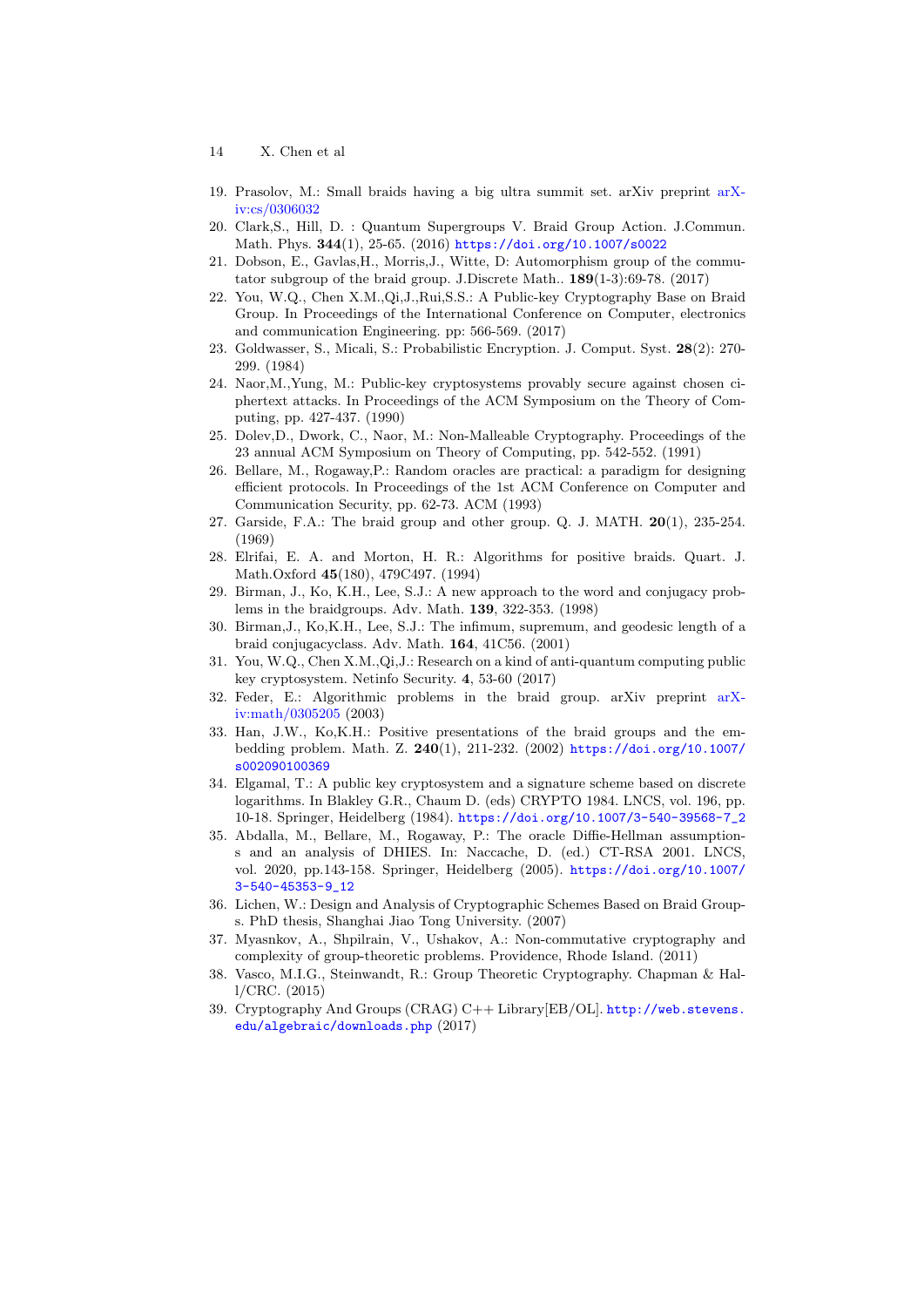19. Prasolov, M.: Small braids having a big ultra summit set. arXiv preprint arXiv:cs/0306032
20. Clark,S., Hill, D. : Quantum Supergroups V. Braid Group Action. J.Commun. Math. Phys. **344**(1), 25-65. (2016) https://doi.org/10.1007/s0022
21. Dobson, E., Gavlas,H., Morris,J., Witte, D: Automorphism group of the commutator subgroup of the braid group. J.Discrete Math.. **189**(1-3):69-78. (2017)
22. You, W.Q., Chen X.M.,Qi,J.,Rui,S.S.: A Public-key Cryptography Base on Braid Group. In Proceedings of the International Conference on Computer, electronics and communication Engineering. pp: 566-569. (2017)
23. Goldwasser, S., Micali, S.: Probabilistic Encryption. J. Comput. Syst. **28**(2): 270-299. (1984)
24. Naor,M.,Yung, M.: Public-key cryptosystems provably secure against chosen ciphertext attacks. In Proceedings of the ACM Symposium on the Theory of Computing, pp. 427-437. (1990)
25. Dolev,D., Dwork, C., Naor, M.: Non-Malleable Cryptography. Proceedings of the 23 annual ACM Symposium on Theory of Computing, pp. 542-552. (1991)
26. Bellare, M., Rogaway,P.: Random oracles are practical: a paradigm for designing efficient protocols. In Proceedings of the 1st ACM Conference on Computer and Communication Security, pp. 62-73. ACM (1993)
27. Garside, F.A.: The braid group and other group. Q. J. MATH. **20**(1), 235-254. (1969)
28. Elrifai, E. A. and Morton, H. R.: Algorithms for positive braids. Quart. J. Math.Oxford **45**(180), 479C497. (1994)
29. Birman, J., Ko, K.H., Lee, S.J.: A new approach to the word and conjugacy problems in the braidgroups. Adv. Math. **139**, 322-353. (1998)
30. Birman,J., Ko,K.H., Lee, S.J.: The infimum, supremum, and geodesic length of a braid conjugacyclass. Adv. Math. **164**, 41C56. (2001)
31. You, W.Q., Chen X.M.,Qi,J.: Research on a kind of anti-quantum computing public key cryptosystem. Netinfo Security. **4**, 53-60 (2017)
32. Feder, E.: Algorithmic problems in the braid group. arXiv preprint arXiv:math/0305205 (2003)
33. Han, J.W., Ko,K.H.: Positive presentations of the braid groups and the embedding problem. Math. Z. **240**(1), 211-232. (2002) https://doi.org/10.1007/s002090100369
34. Elgamal, T.: A public key cryptosystem and a signature scheme based on discrete logarithms. In Blakley G.R., Chaum D. (eds) CRYPTO 1984. LNCS, vol. 196, pp. 10-18. Springer, Heidelberg (1984). https://doi.org/10.1007/3-540-39568-7_2
35. Abdalla, M., Bellare, M., Rogaway, P.: The oracle Diffie-Hellman assumptions and an analysis of DHIES. In: Naccache, D. (ed.) CT-RSA 2001. LNCS, vol. 2020, pp.143-158. Springer, Heidelberg (2005). https://doi.org/10.1007/3-540-45353-9_12
36. Lichen, W.: Design and Analysis of Cryptographic Schemes Based on Braid Groups. PhD thesis, Shanghai Jiao Tong University. (2007)
37. Myasnkov, A., Shpilrain, V., Ushakov, A.: Non-commutative cryptography and complexity of group-theoretic problems. Providence, Rhode Island. (2011)
38. Vasco, M.I.G., Steinwandt, R.: Group Theoretic Cryptography. Chapman & Hall/CRC. (2015)
39. Cryptography And Groups (CRAG) C++ Library[EB/OL]. http://web.stevens.edu/algebraic/downloads.php (2017)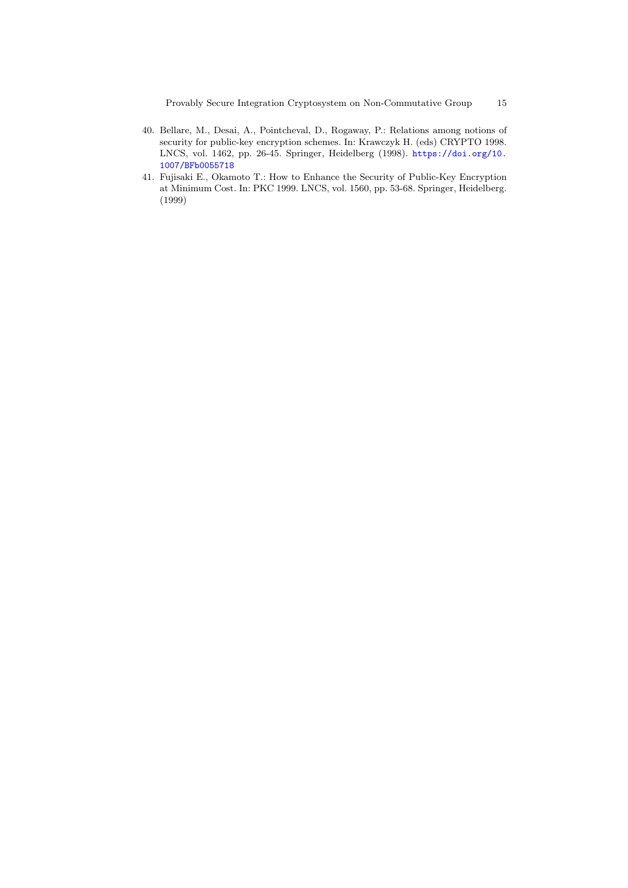40. Bellare, M., Desai, A., Pointcheval, D., Rogaway, P.: Relations among notions of security for public-key encryption schemes. In: Krawczyk H. (eds) CRYPTO 1998. LNCS, vol. 1462, pp. 26-45. Springer, Heidelberg (1998). https://doi.org/10.1007/BFb0055718
41. Fujisaki E., Okamoto T.: How to Enhance the Security of Public-Key Encryption at Minimum Cost. In: PKC 1999. LNCS, vol. 1560, pp. 53-68. Springer, Heidelberg. (1999)